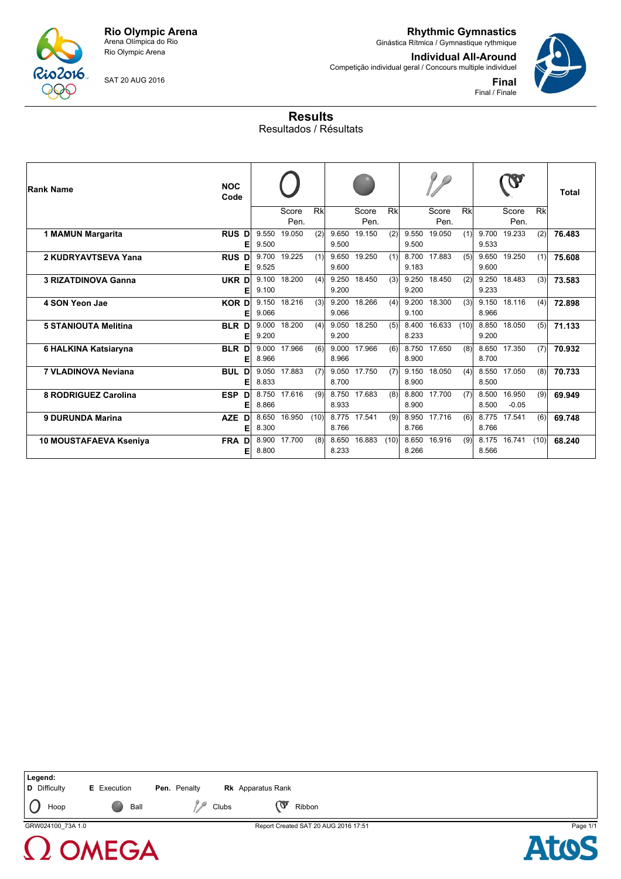**Rio Olympic Arena**
Arena Olímpica do Rio
Rio Olympic Arena

SAT 20 AUG 2016

**Rhythmic Gymnastics**
Ginástica Rítmica / Gymnastique rythmique

**Individual All-Around**
Competição individual geral / Concours multiple individuel

**Final**
Final / Finale

# Results

Resultados / Résultats

| Rank | Name | NOC Code | | Hoop | Hoop Score / Pen. | Hoop Rk | Ball | Ball Score / Pen. | Ball Rk | Clubs | Clubs Score / Pen. | Clubs Rk | Ribbon | Ribbon Score / Pen. | Ribbon Rk | Total |
|---|---|---|---|---|---|---|---|---|---|---|---|---|---|---|---|---|
| 1 | MAMUN Margarita | RUS | D | 9.550 | 19.050 | (2) | 9.650 | 19.150 | (2) | 9.550 | 19.050 | (1) | 9.700 | 19.233 | (2) | 76.483 |
| | | | E | 9.500 | | | 9.500 | | | 9.500 | | | 9.533 | | | |
| 2 | KUDRYAVTSEVA Yana | RUS | D | 9.700 | 19.225 | (1) | 9.650 | 19.250 | (1) | 8.700 | 17.883 | (5) | 9.650 | 19.250 | (1) | 75.608 |
| | | | E | 9.525 | | | 9.600 | | | 9.183 | | | 9.600 | | | |
| 3 | RIZATDINOVA Ganna | UKR | D | 9.100 | 18.200 | (4) | 9.250 | 18.450 | (3) | 9.250 | 18.450 | (2) | 9.250 | 18.483 | (3) | 73.583 |
| | | | E | 9.100 | | | 9.200 | | | 9.200 | | | 9.233 | | | |
| 4 | SON Yeon Jae | KOR | D | 9.150 | 18.216 | (3) | 9.200 | 18.266 | (4) | 9.200 | 18.300 | (3) | 9.150 | 18.116 | (4) | 72.898 |
| | | | E | 9.066 | | | 9.066 | | | 9.100 | | | 8.966 | | | |
| 5 | STANIOUTA Melitina | BLR | D | 9.000 | 18.200 | (4) | 9.050 | 18.250 | (5) | 8.400 | 16.633 | (10) | 8.850 | 18.050 | (5) | 71.133 |
| | | | E | 9.200 | | | 9.200 | | | 8.233 | | | 9.200 | | | |
| 6 | HALKINA Katsiaryna | BLR | D | 9.000 | 17.966 | (6) | 9.000 | 17.966 | (6) | 8.750 | 17.650 | (8) | 8.650 | 17.350 | (7) | 70.932 |
| | | | E | 8.966 | | | 8.966 | | | 8.900 | | | 8.700 | | | |
| 7 | VLADINOVA Neviana | BUL | D | 9.050 | 17.883 | (7) | 9.050 | 17.750 | (7) | 9.150 | 18.050 | (4) | 8.550 | 17.050 | (8) | 70.733 |
| | | | E | 8.833 | | | 8.700 | | | 8.900 | | | 8.500 | | | |
| 8 | RODRIGUEZ Carolina | ESP | D | 8.750 | 17.616 | (9) | 8.750 | 17.683 | (8) | 8.800 | 17.700 | (7) | 8.500 | 16.950 | (9) | 69.949 |
| | | | E | 8.866 | | | 8.933 | | | 8.900 | | | 8.500 | -0.05 | | |
| 9 | DURUNDA Marina | AZE | D | 8.650 | 16.950 | (10) | 8.775 | 17.541 | (9) | 8.950 | 17.716 | (6) | 8.775 | 17.541 | (6) | 69.748 |
| | | | E | 8.300 | | | 8.766 | | | 8.766 | | | 8.766 | | | |
| 10 | MOUSTAFAEVA Kseniya | FRA | D | 8.900 | 17.700 | (8) | 8.650 | 16.883 | (10) | 8.650 | 16.916 | (9) | 8.175 | 16.741 | (10) | 68.240 |
| | | | E | 8.800 | | | 8.233 | | | 8.266 | | | 8.566 | | | |

**Legend:**
**D** Difficulty **E** Execution **Pen.** Penalty **Rk** Apparatus Rank
Hoop Ball Clubs Ribbon

GRW024100_73A 1.0 Report Created SAT 20 AUG 2016 17:51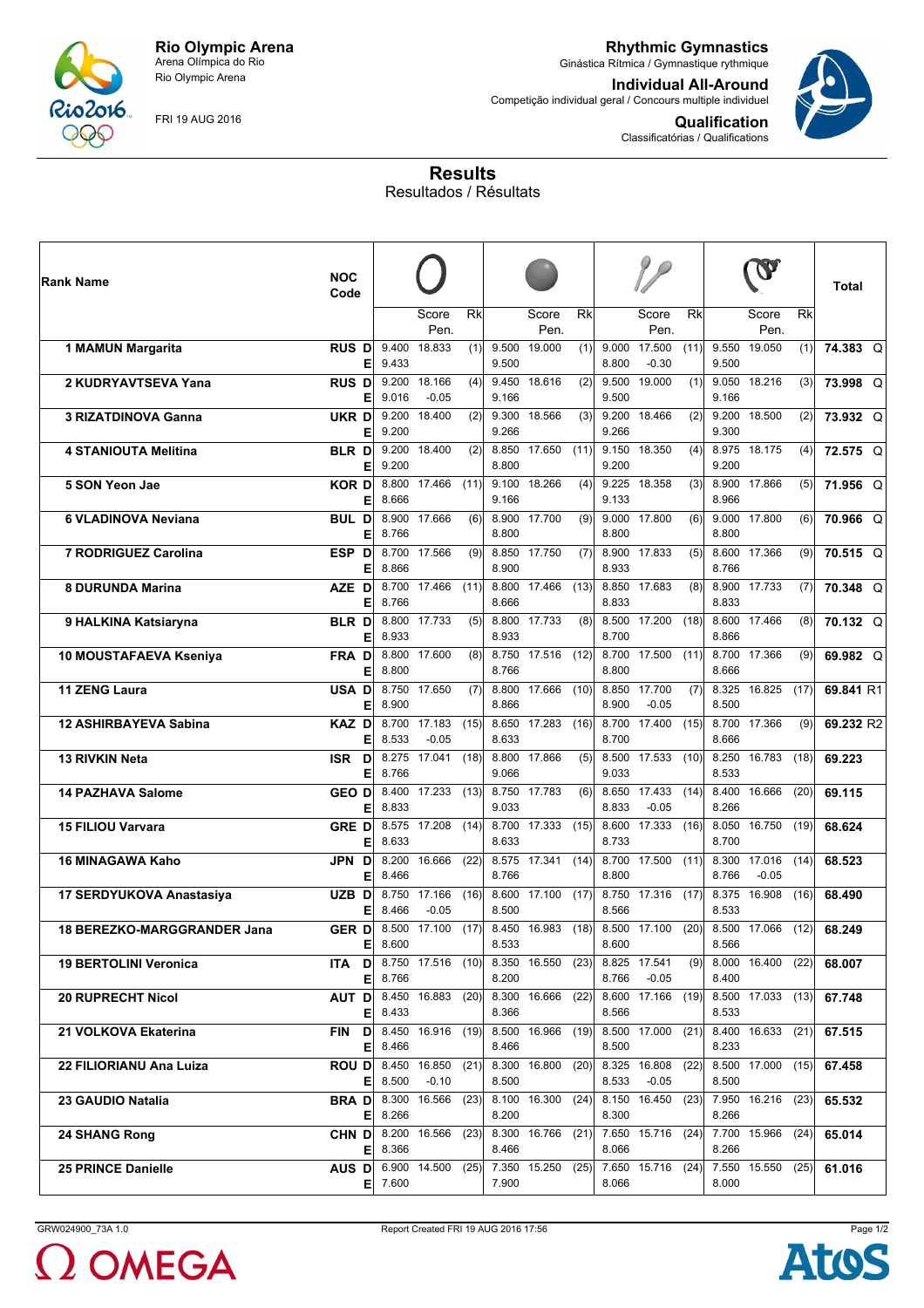**Rio Olympic Arena**
Arena Olímpica do Rio
Rio Olympic Arena

FRI 19 AUG 2016

**Rhythmic Gymnastics**
Ginástica Rítmica / Gymnastique rythmique

**Individual All-Around**
Competição individual geral / Concours multiple individuel

**Qualification**
Classificatórias / Qualifications

# Results
Resultados / Résultats

| Rank Name | NOC Code | | Hoop D/E | Hoop Score/Pen. | Hoop Rk | Ball D/E | Ball Score/Pen. | Ball Rk | Clubs D/E | Clubs Score/Pen. | Clubs Rk | Ribbon D/E | Ribbon Score/Pen. | Ribbon Rk | Total | |
|---|---|---|---|---|---|---|---|---|---|---|---|---|---|---|---|---|
| 1 MAMUN Margarita | RUS | D | 9.400 | 18.833 | (1) | 9.500 | 19.000 | (1) | 9.000 | 17.500 | (11) | 9.550 | 19.050 | (1) | 74.383 | Q |
| | | E | 9.433 | | | 9.500 | | | 8.800 | -0.30 | | 9.500 | | | | |
| 2 KUDRYAVTSEVA Yana | RUS | D | 9.200 | 18.166 | (4) | 9.450 | 18.616 | (2) | 9.500 | 19.000 | (1) | 9.050 | 18.216 | (3) | 73.998 | Q |
| | | E | 9.016 | -0.05 | | 9.166 | | | 9.500 | | | 9.166 | | | | |
| 3 RIZATDINOVA Ganna | UKR | D | 9.200 | 18.400 | (2) | 9.300 | 18.566 | (3) | 9.200 | 18.466 | (2) | 9.200 | 18.500 | (2) | 73.932 | Q |
| | | E | 9.200 | | | 9.266 | | | 9.266 | | | 9.300 | | | | |
| 4 STANIOUTA Melitina | BLR | D | 9.200 | 18.400 | (2) | 8.850 | 17.650 | (11) | 9.150 | 18.350 | (4) | 8.975 | 18.175 | (4) | 72.575 | Q |
| | | E | 9.200 | | | 8.800 | | | 9.200 | | | 9.200 | | | | |
| 5 SON Yeon Jae | KOR | D | 8.800 | 17.466 | (11) | 9.100 | 18.266 | (4) | 9.225 | 18.358 | (3) | 8.900 | 17.866 | (5) | 71.956 | Q |
| | | E | 8.666 | | | 9.166 | | | 9.133 | | | 8.966 | | | | |
| 6 VLADINOVA Neviana | BUL | D | 8.900 | 17.666 | (6) | 8.900 | 17.700 | (9) | 9.000 | 17.800 | (6) | 9.000 | 17.800 | (6) | 70.966 | Q |
| | | E | 8.766 | | | 8.800 | | | 8.800 | | | 8.800 | | | | |
| 7 RODRIGUEZ Carolina | ESP | D | 8.700 | 17.566 | (9) | 8.850 | 17.750 | (7) | 8.900 | 17.833 | (5) | 8.600 | 17.366 | (9) | 70.515 | Q |
| | | E | 8.866 | | | 8.900 | | | 8.933 | | | 8.766 | | | | |
| 8 DURUNDA Marina | AZE | D | 8.700 | 17.466 | (11) | 8.800 | 17.466 | (13) | 8.850 | 17.683 | (8) | 8.900 | 17.733 | (7) | 70.348 | Q |
| | | E | 8.766 | | | 8.666 | | | 8.833 | | | 8.833 | | | | |
| 9 HALKINA Katsiaryna | BLR | D | 8.800 | 17.733 | (5) | 8.800 | 17.733 | (8) | 8.500 | 17.200 | (18) | 8.600 | 17.466 | (8) | 70.132 | Q |
| | | E | 8.933 | | | 8.933 | | | 8.700 | | | 8.866 | | | | |
| 10 MOUSTAFAEVA Kseniya | FRA | D | 8.800 | 17.600 | (8) | 8.750 | 17.516 | (12) | 8.700 | 17.500 | (11) | 8.700 | 17.366 | (9) | 69.982 | Q |
| | | E | 8.800 | | | 8.766 | | | 8.800 | | | 8.666 | | | | |
| 11 ZENG Laura | USA | D | 8.750 | 17.650 | (7) | 8.800 | 17.666 | (10) | 8.850 | 17.700 | (7) | 8.325 | 16.825 | (17) | 69.841 | R1 |
| | | E | 8.900 | | | 8.866 | | | 8.900 | -0.05 | | 8.500 | | | | |
| 12 ASHIRBAYEVA Sabina | KAZ | D | 8.700 | 17.183 | (15) | 8.650 | 17.283 | (16) | 8.700 | 17.400 | (15) | 8.700 | 17.366 | (9) | 69.232 | R2 |
| | | E | 8.533 | -0.05 | | 8.633 | | | 8.700 | | | 8.666 | | | | |
| 13 RIVKIN Neta | ISR | D | 8.275 | 17.041 | (18) | 8.800 | 17.866 | (5) | 8.500 | 17.533 | (10) | 8.250 | 16.783 | (18) | 69.223 | |
| | | E | 8.766 | | | 9.066 | | | 9.033 | | | 8.533 | | | | |
| 14 PAZHAVA Salome | GEO | D | 8.400 | 17.233 | (13) | 8.750 | 17.783 | (6) | 8.650 | 17.433 | (14) | 8.400 | 16.666 | (20) | 69.115 | |
| | | E | 8.833 | | | 9.033 | | | 8.833 | -0.05 | | 8.266 | | | | |
| 15 FILIOU Varvara | GRE | D | 8.575 | 17.208 | (14) | 8.700 | 17.333 | (15) | 8.600 | 17.333 | (16) | 8.050 | 16.750 | (19) | 68.624 | |
| | | E | 8.633 | | | 8.633 | | | 8.733 | | | 8.700 | | | | |
| 16 MINAGAWA Kaho | JPN | D | 8.200 | 16.666 | (22) | 8.575 | 17.341 | (14) | 8.700 | 17.500 | (11) | 8.300 | 17.016 | (14) | 68.523 | |
| | | E | 8.466 | | | 8.766 | | | 8.800 | | | 8.766 | -0.05 | | | |
| 17 SERDYUKOVA Anastasiya | UZB | D | 8.750 | 17.166 | (16) | 8.600 | 17.100 | (17) | 8.750 | 17.316 | (17) | 8.375 | 16.908 | (16) | 68.490 | |
| | | E | 8.466 | -0.05 | | 8.500 | | | 8.566 | | | 8.533 | | | | |
| 18 BEREZKO-MARGGRANDER Jana | GER | D | 8.500 | 17.100 | (17) | 8.450 | 16.983 | (18) | 8.500 | 17.100 | (20) | 8.500 | 17.066 | (12) | 68.249 | |
| | | E | 8.600 | | | 8.533 | | | 8.600 | | | 8.566 | | | | |
| 19 BERTOLINI Veronica | ITA | D | 8.750 | 17.516 | (10) | 8.350 | 16.550 | (23) | 8.825 | 17.541 | (9) | 8.000 | 16.400 | (22) | 68.007 | |
| | | E | 8.766 | | | 8.200 | | | 8.766 | -0.05 | | 8.400 | | | | |
| 20 RUPRECHT Nicol | AUT | D | 8.450 | 16.883 | (20) | 8.300 | 16.666 | (22) | 8.600 | 17.166 | (19) | 8.500 | 17.033 | (13) | 67.748 | |
| | | E | 8.433 | | | 8.366 | | | 8.566 | | | 8.533 | | | | |
| 21 VOLKOVA Ekaterina | FIN | D | 8.450 | 16.916 | (19) | 8.500 | 16.966 | (19) | 8.500 | 17.000 | (21) | 8.400 | 16.633 | (21) | 67.515 | |
| | | E | 8.466 | | | 8.466 | | | 8.500 | | | 8.233 | | | | |
| 22 FILIORIANU Ana Luiza | ROU | D | 8.450 | 16.850 | (21) | 8.300 | 16.800 | (20) | 8.325 | 16.808 | (22) | 8.500 | 17.000 | (15) | 67.458 | |
| | | E | 8.500 | -0.10 | | 8.500 | | | 8.533 | -0.05 | | 8.500 | | | | |
| 23 GAUDIO Natalia | BRA | D | 8.300 | 16.566 | (23) | 8.100 | 16.300 | (24) | 8.150 | 16.450 | (23) | 7.950 | 16.216 | (23) | 65.532 | |
| | | E | 8.266 | | | 8.200 | | | 8.300 | | | 8.266 | | | | |
| 24 SHANG Rong | CHN | D | 8.200 | 16.566 | (23) | 8.300 | 16.766 | (21) | 7.650 | 15.716 | (24) | 7.700 | 15.966 | (24) | 65.014 | |
| | | E | 8.366 | | | 8.466 | | | 8.066 | | | 8.266 | | | | |
| 25 PRINCE Danielle | AUS | D | 6.900 | 14.500 | (25) | 7.350 | 15.250 | (25) | 7.650 | 15.716 | (24) | 7.550 | 15.550 | (25) | 61.016 | |
| | | E | 7.600 | | | 7.900 | | | 8.066 | | | 8.000 | | | | |

GRW024900_73A 1.0 Report Created FRI 19 AUG 2016 17:56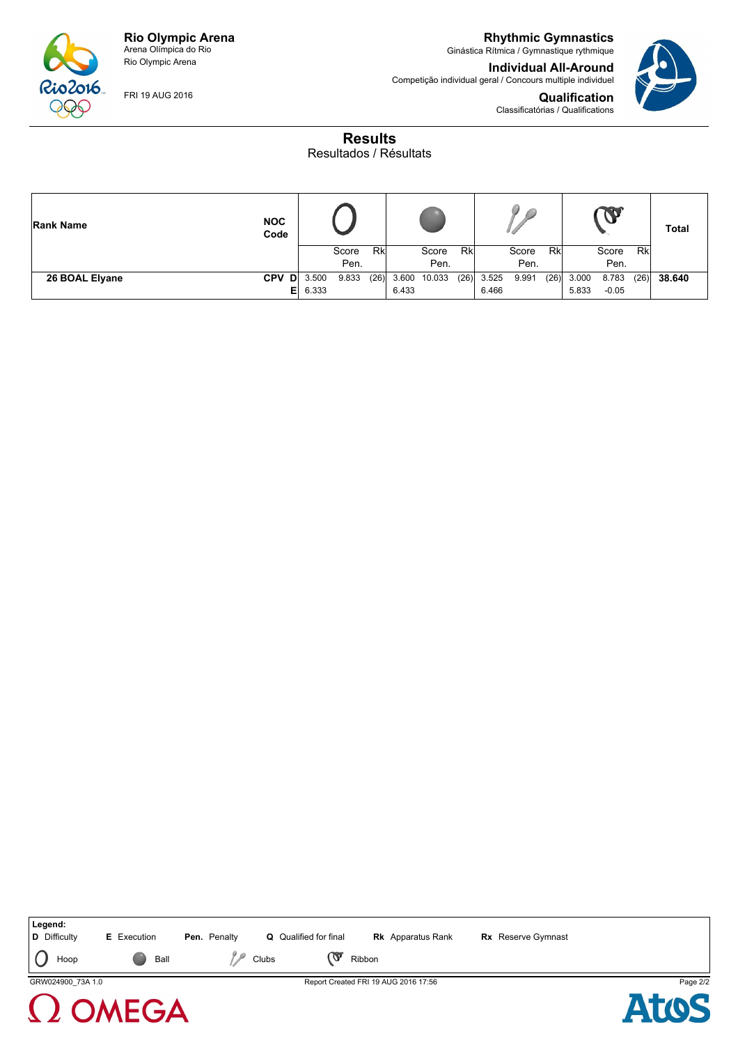# Rio Olympic Arena

Arena Olímpica do Rio

Rio Olympic Arena

FRI 19 AUG 2016

## Rhythmic Gymnastics

Ginástica Rítmica / Gymnastique rythmique

## Individual All-Around

Competição individual geral / Concours multiple individuel

## Qualification

Classificatórias / Qualifications

## Results

Resultados / Résultats

| Rank | Name | NOC Code | | Hoop | | Hoop Score / Pen. | Hoop Rk | Ball | Ball Score / Pen. | Ball Rk | Clubs | Clubs Score / Pen. | Clubs Rk | Ribbon | Ribbon Score / Pen. | Ribbon Rk | Total |
|---|---|---|---|---|---|---|---|---|---|---|---|---|---|---|---|---|---|
| 26 | BOAL Elyane | CPV | D | 3.500 | | 9.833 | (26) | 3.600 | 10.033 | (26) | 3.525 | 9.991 | (26) | 3.000 | 8.783 | (26) | 38.640 |
| | | | E | 6.333 | | | | 6.433 | | | 6.466 | | | 5.833 | -0.05 | | |

**Legend:**
**D** Difficulty **E** Execution **Pen.** Penalty **Q** Qualified for final **Rk** Apparatus Rank **Rx** Reserve Gymnast

Hoop Ball Clubs Ribbon

GRW024900_73A 1.0 Report Created FRI 19 AUG 2016 17:56